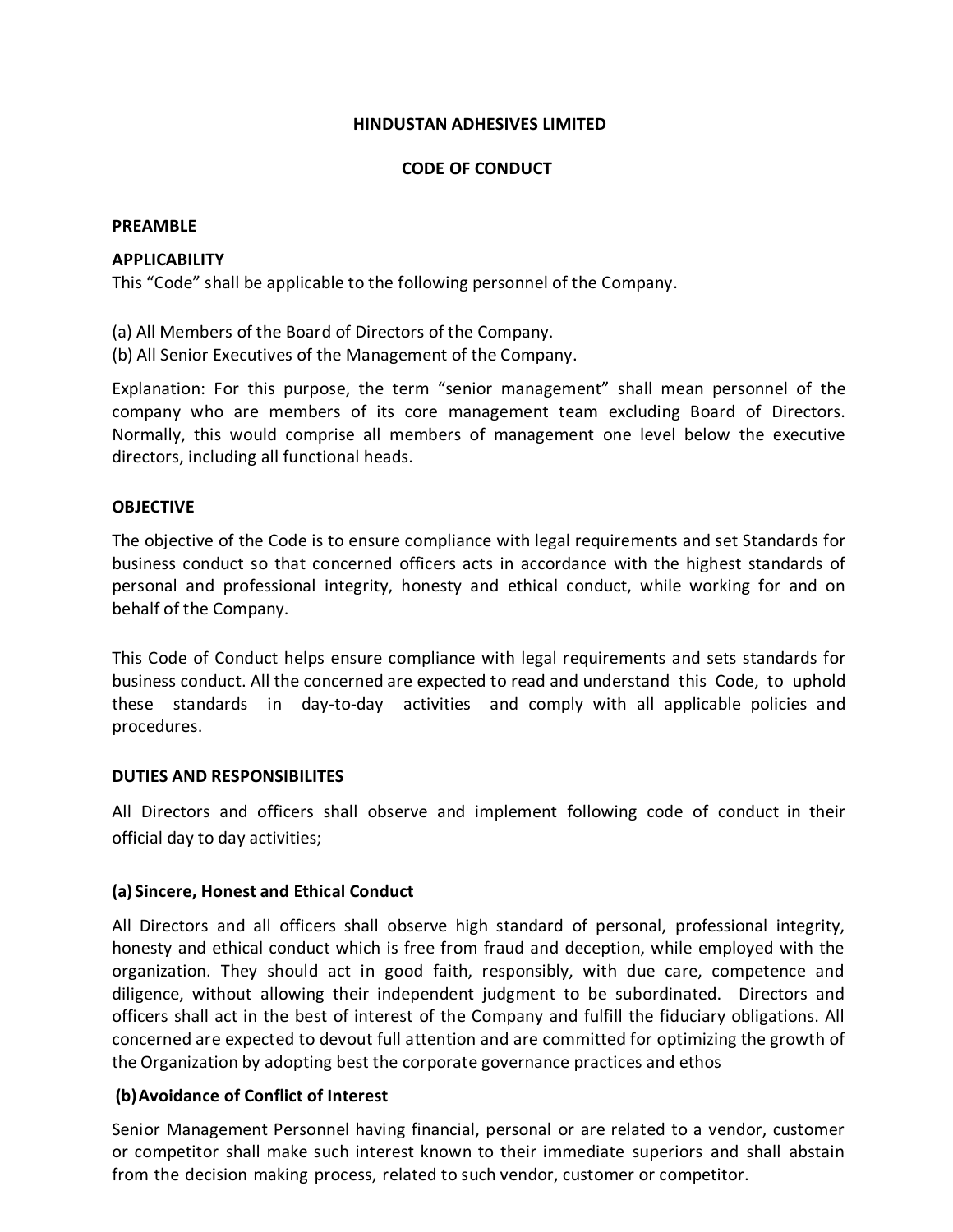# HINDUSTAN ADHESIVES LIMITED

## CODE OF CONDUCT

### PREAMBLE

### APPLICABILITY

This "Code" shall be applicable to the following personnel of the Company.

(a) All Members of the Board of Directors of the Company.
(b) All Senior Executives of the Management of the Company.

Explanation: For this purpose, the term "senior management" shall mean personnel of the company who are members of its core management team excluding Board of Directors. Normally, this would comprise all members of management one level below the executive directors, including all functional heads.

### OBJECTIVE

The objective of the Code is to ensure compliance with legal requirements and set Standards for business conduct so that concerned officers acts in accordance with the highest standards of personal and professional integrity, honesty and ethical conduct, while working for and on behalf of the Company.

This Code of Conduct helps ensure compliance with legal requirements and sets standards for business conduct. All the concerned are expected to read and understand this Code, to uphold these standards in day-to-day activities and comply with all applicable policies and procedures.

### DUTIES AND RESPONSIBILITES

All Directors and officers shall observe and implement following code of conduct in their official day to day activities;

#### (a) Sincere, Honest and Ethical Conduct

All Directors and all officers shall observe high standard of personal, professional integrity, honesty and ethical conduct which is free from fraud and deception, while employed with the organization. They should act in good faith, responsibly, with due care, competence and diligence, without allowing their independent judgment to be subordinated. Directors and officers shall act in the best of interest of the Company and fulfill the fiduciary obligations. All concerned are expected to devout full attention and are committed for optimizing the growth of the Organization by adopting best the corporate governance practices and ethos

#### (b) Avoidance of Conflict of Interest

Senior Management Personnel having financial, personal or are related to a vendor, customer or competitor shall make such interest known to their immediate superiors and shall abstain from the decision making process, related to such vendor, customer or competitor.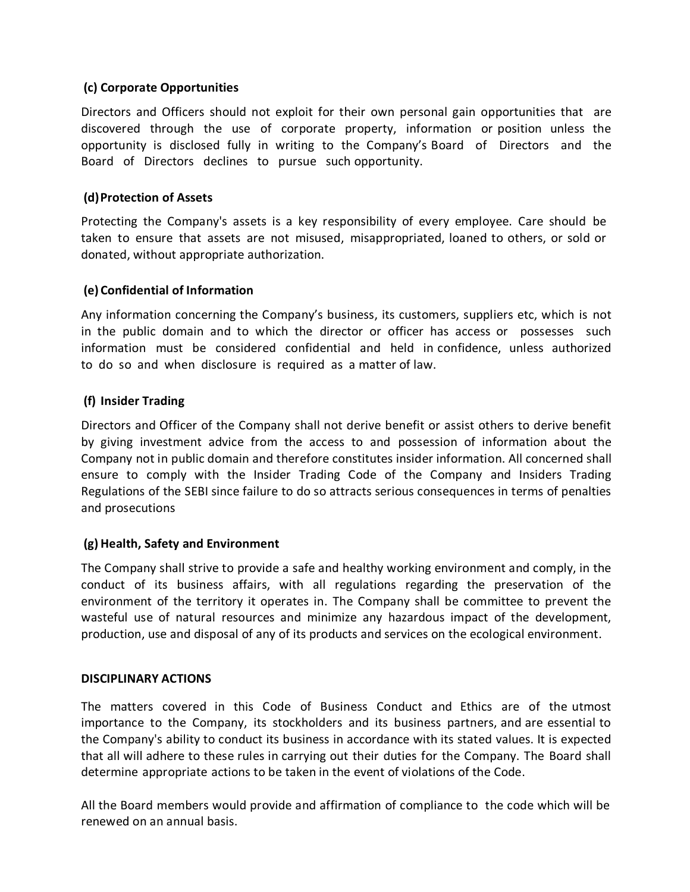### (c) Corporate Opportunities

Directors and Officers should not exploit for their own personal gain opportunities that are discovered through the use of corporate property, information or position unless the opportunity is disclosed fully in writing to the Company's Board of Directors and the Board of Directors declines to pursue such opportunity.

### (d) Protection of Assets

Protecting the Company's assets is a key responsibility of every employee. Care should be taken to ensure that assets are not misused, misappropriated, loaned to others, or sold or donated, without appropriate authorization.

### (e) Confidential of Information

Any information concerning the Company's business, its customers, suppliers etc, which is not in the public domain and to which the director or officer has access or possesses such information must be considered confidential and held in confidence, unless authorized to do so and when disclosure is required as a matter of law.

### (f) Insider Trading

Directors and Officer of the Company shall not derive benefit or assist others to derive benefit by giving investment advice from the access to and possession of information about the Company not in public domain and therefore constitutes insider information. All concerned shall ensure to comply with the Insider Trading Code of the Company and Insiders Trading Regulations of the SEBI since failure to do so attracts serious consequences in terms of penalties and prosecutions

### (g) Health, Safety and Environment

The Company shall strive to provide a safe and healthy working environment and comply, in the conduct of its business affairs, with all regulations regarding the preservation of the environment of the territory it operates in. The Company shall be committee to prevent the wasteful use of natural resources and minimize any hazardous impact of the development, production, use and disposal of any of its products and services on the ecological environment.

## DISCIPLINARY ACTIONS

The matters covered in this Code of Business Conduct and Ethics are of the utmost importance to the Company, its stockholders and its business partners, and are essential to the Company's ability to conduct its business in accordance with its stated values. It is expected that all will adhere to these rules in carrying out their duties for the Company. The Board shall determine appropriate actions to be taken in the event of violations of the Code.

All the Board members would provide and affirmation of compliance to the code which will be renewed on an annual basis.